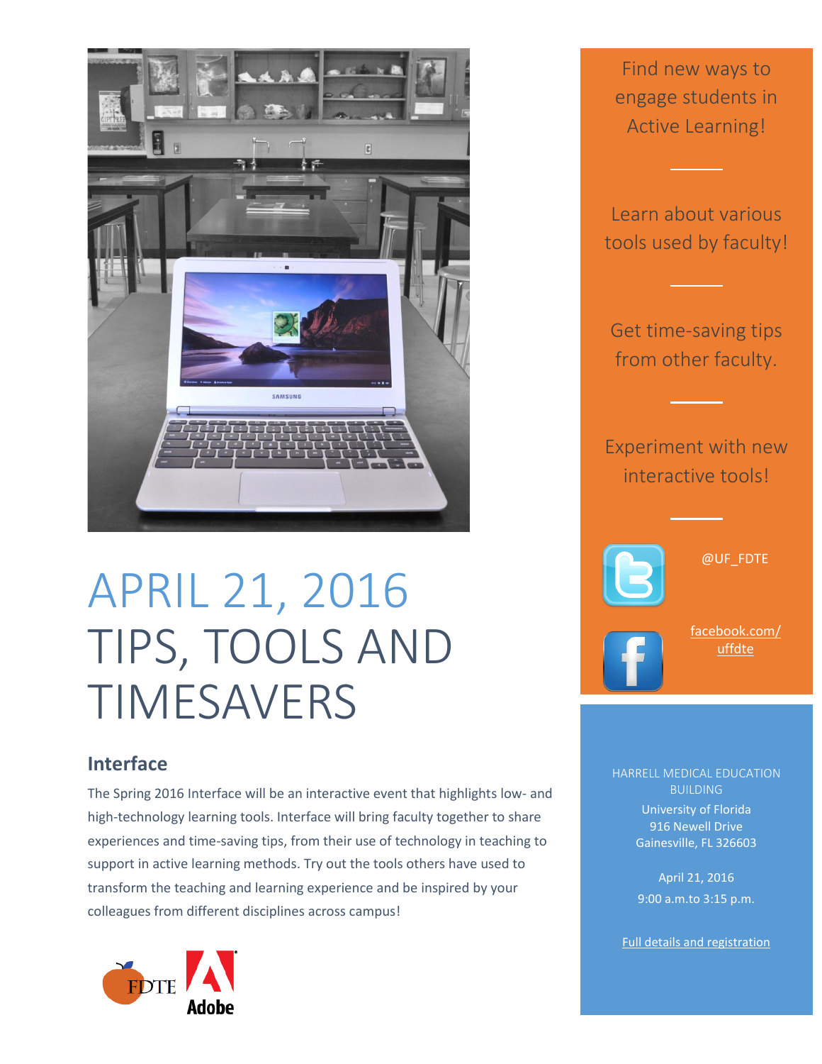# APRIL 21, 2016
# TIPS, TOOLS AND TIMESAVERS

## Interface

The Spring 2016 Interface will be an interactive event that highlights low- and high-technology learning tools. Interface will bring faculty together to share experiences and time-saving tips, from their use of technology in teaching to support in active learning methods. Try out the tools others have used to transform the teaching and learning experience and be inspired by your colleagues from different disciplines across campus!

FDTE Adobe

Find new ways to engage students in Active Learning!

Learn about various tools used by faculty!

Get time-saving tips from other faculty.

Experiment with new interactive tools!

@UF_FDTE

facebook.com/uffdte

HARRELL MEDICAL EDUCATION BUILDING
University of Florida
916 Newell Drive
Gainesville, FL 326603

April 21, 2016
9:00 a.m.to 3:15 p.m.

Full details and registration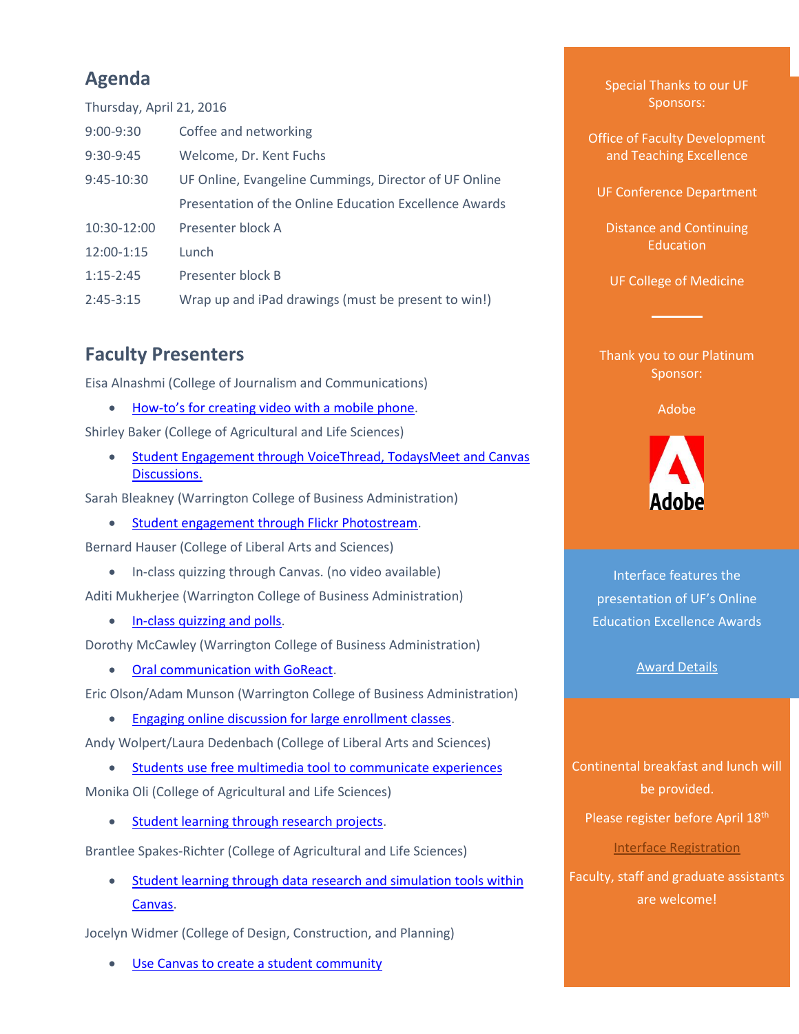## Agenda

Thursday, April 21, 2016

| | |
|---|---|
| 9:00-9:30 | Coffee and networking |
| 9:30-9:45 | Welcome, Dr. Kent Fuchs |
| 9:45-10:30 | UF Online, Evangeline Cummings, Director of UF Online |
| | Presentation of the Online Education Excellence Awards |
| 10:30-12:00 | Presenter block A |
| 12:00-1:15 | Lunch |
| 1:15-2:45 | Presenter block B |
| 2:45-3:15 | Wrap up and iPad drawings (must be present to win!) |

## Faculty Presenters

Eisa Alnashmi (College of Journalism and Communications)

- How-to's for creating video with a mobile phone.

Shirley Baker (College of Agricultural and Life Sciences)

- Student Engagement through VoiceThread, TodaysMeet and Canvas Discussions.

Sarah Bleakney (Warrington College of Business Administration)

- Student engagement through Flickr Photostream.

Bernard Hauser (College of Liberal Arts and Sciences)

- In-class quizzing through Canvas. (no video available)

Aditi Mukherjee (Warrington College of Business Administration)

- In-class quizzing and polls.

Dorothy McCawley (Warrington College of Business Administration)

- Oral communication with GoReact.

Eric Olson/Adam Munson (Warrington College of Business Administration)

- Engaging online discussion for large enrollment classes.

Andy Wolpert/Laura Dedenbach (College of Liberal Arts and Sciences)

- Students use free multimedia tool to communicate experiences

Monika Oli (College of Agricultural and Life Sciences)

- Student learning through research projects.

Brantlee Spakes-Richter (College of Agricultural and Life Sciences)

- Student learning through data research and simulation tools within Canvas.

Jocelyn Widmer (College of Design, Construction, and Planning)

- Use Canvas to create a student community

Special Thanks to our UF Sponsors:

Office of Faculty Development and Teaching Excellence

UF Conference Department

Distance and Continuing Education

UF College of Medicine

Thank you to our Platinum Sponsor:

Adobe

Interface features the presentation of UF's Online Education Excellence Awards

Award Details

Continental breakfast and lunch will be provided.

Please register before April 18th

Interface Registration

Faculty, staff and graduate assistants are welcome!